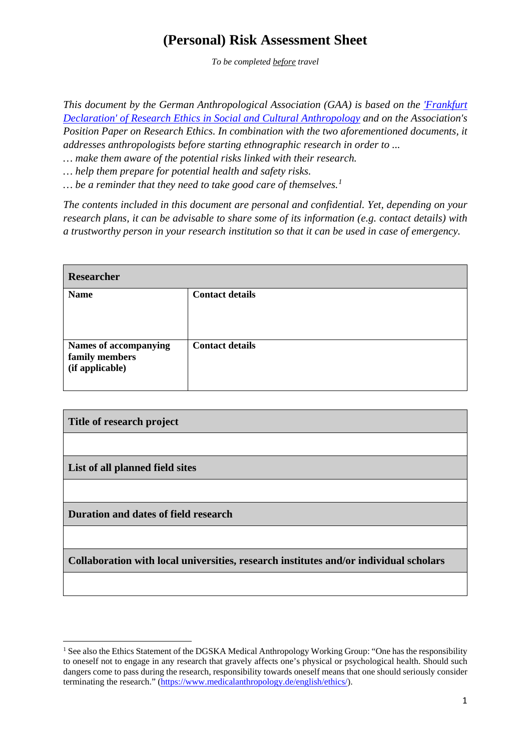# (Personal) Risk Assessment Sheet

*To be completed before travel*

*This document by the German Anthropological Association (GAA) is based on the ['Frankfurt Declaration' of Research Ethics in Social and Cultural Anthropology]() and on the Association's Position Paper on Research Ethics. In combination with the two aforementioned documents, it addresses anthropologists before starting ethnographic research in order to ...*
*… make them aware of the potential risks linked with their research.*
*… help them prepare for potential health and safety risks.*
*… be a reminder that they need to take good care of themselves.*[1]

*The contents included in this document are personal and confidential. Yet, depending on your research plans, it can be advisable to share some of its information (e.g. contact details) with a trustworthy person in your research institution so that it can be used in case of emergency.*

| **Researcher** | |
|---|---|
| **Name** | **Contact details** |
| **Names of accompanying family members (if applicable)** | **Contact details** |

| **Title of research project** |
|---|
| |
| **List of all planned field sites** |
| |
| **Duration and dates of field research** |
| |
| **Collaboration with local universities, research institutes and/or individual scholars** |
| |

[1] See also the Ethics Statement of the DGSKA Medical Anthropology Working Group: "One has the responsibility to oneself not to engage in any research that gravely affects one's physical or psychological health. Should such dangers come to pass during the research, responsibility towards oneself means that one should seriously consider terminating the research." (https://www.medicalanthropology.de/english/ethics/).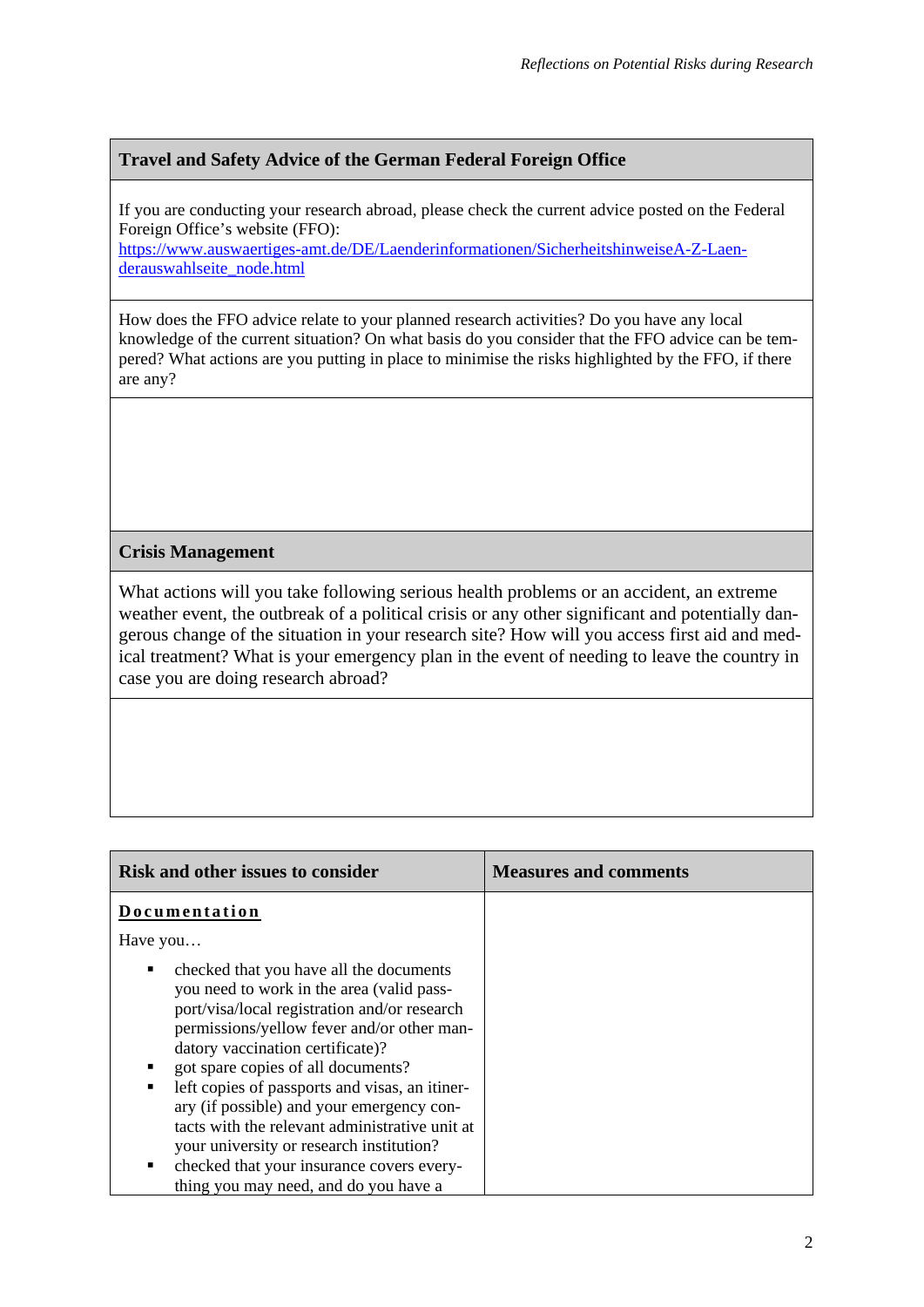## Travel and Safety Advice of the German Federal Foreign Office

If you are conducting your research abroad, please check the current advice posted on the Federal Foreign Office's website (FFO):
https://www.auswaertiges-amt.de/DE/Laenderinformationen/SicherheitshinweiseA-Z-Laenderauswahlseite_node.html

How does the FFO advice relate to your planned research activities? Do you have any local knowledge of the current situation? On what basis do you consider that the FFO advice can be tempered? What actions are you putting in place to minimise the risks highlighted by the FFO, if there are any?

## Crisis Management

What actions will you take following serious health problems or an accident, an extreme weather event, the outbreak of a political crisis or any other significant and potentially dangerous change of the situation in your research site? How will you access first aid and medical treatment? What is your emergency plan in the event of needing to leave the country in case you are doing research abroad?

| Risk and other issues to consider | Measures and comments |
|---|---|
| **Documentation**<br><br>Have you…<br><br>- checked that you have all the documents you need to work in the area (valid passport/visa/local registration and/or research permissions/yellow fever and/or other mandatory vaccination certificate)?<br>- got spare copies of all documents?<br>- left copies of passports and visas, an itinerary (if possible) and your emergency contacts with the relevant administrative unit at your university or research institution?<br>- checked that your insurance covers everything you may need, and do you have a | |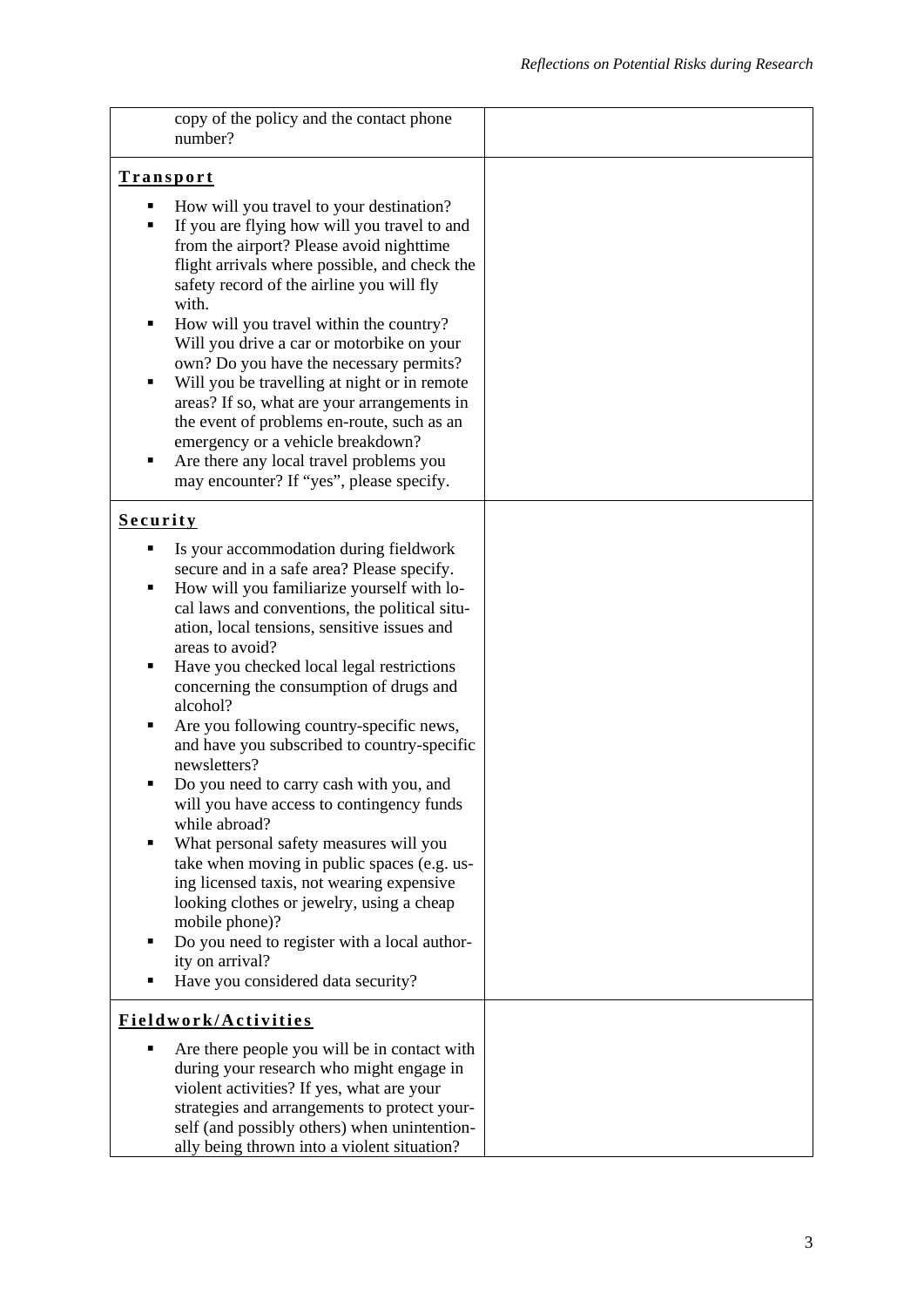| | |
|---|---|
| copy of the policy and the contact phone number? | |
| **Transport**<br><br>▪ How will you travel to your destination?<br>▪ If you are flying how will you travel to and from the airport? Please avoid nighttime flight arrivals where possible, and check the safety record of the airline you will fly with.<br>▪ How will you travel within the country? Will you drive a car or motorbike on your own? Do you have the necessary permits?<br>▪ Will you be travelling at night or in remote areas? If so, what are your arrangements in the event of problems en-route, such as an emergency or a vehicle breakdown?<br>▪ Are there any local travel problems you may encounter? If "yes", please specify. | |
| **Security**<br><br>▪ Is your accommodation during fieldwork secure and in a safe area? Please specify.<br>▪ How will you familiarize yourself with local laws and conventions, the political situation, local tensions, sensitive issues and areas to avoid?<br>▪ Have you checked local legal restrictions concerning the consumption of drugs and alcohol?<br>▪ Are you following country-specific news, and have you subscribed to country-specific newsletters?<br>▪ Do you need to carry cash with you, and will you have access to contingency funds while abroad?<br>▪ What personal safety measures will you take when moving in public spaces (e.g. using licensed taxis, not wearing expensive looking clothes or jewelry, using a cheap mobile phone)?<br>▪ Do you need to register with a local authority on arrival?<br>▪ Have you considered data security? | |
| **Fieldwork/Activities**<br><br>▪ Are there people you will be in contact with during your research who might engage in violent activities? If yes, what are your strategies and arrangements to protect yourself (and possibly others) when unintentionally being thrown into a violent situation? | |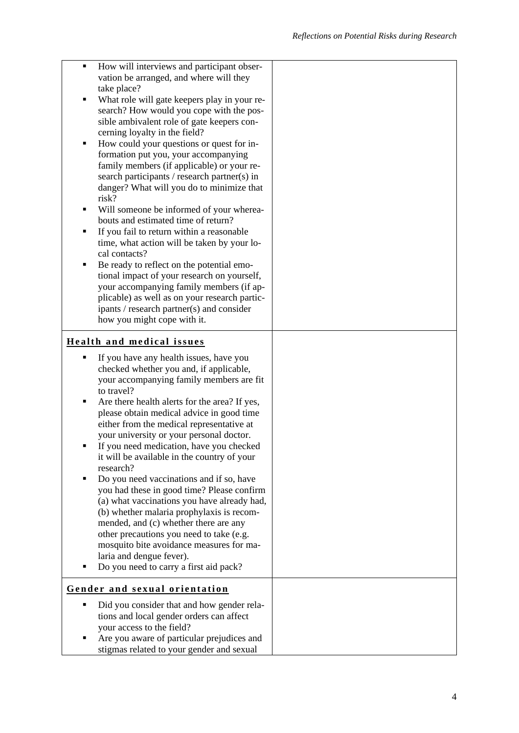| | |
|---|---|
| ▪ How will interviews and participant observation be arranged, and where will they take place?<br>▪ What role will gate keepers play in your research? How would you cope with the possible ambivalent role of gate keepers concerning loyalty in the field?<br>▪ How could your questions or quest for information put you, your accompanying family members (if applicable) or your research participants / research partner(s) in danger? What will you do to minimize that risk?<br>▪ Will someone be informed of your whereabouts and estimated time of return?<br>▪ If you fail to return within a reasonable time, what action will be taken by your local contacts?<br>▪ Be ready to reflect on the potential emotional impact of your research on yourself, your accompanying family members (if applicable) as well as on your research participants / research partner(s) and consider how you might cope with it. | |
| **<u>Health and medical issues</u>**<br>▪ If you have any health issues, have you checked whether you and, if applicable, your accompanying family members are fit to travel?<br>▪ Are there health alerts for the area? If yes, please obtain medical advice in good time either from the medical representative at your university or your personal doctor.<br>▪ If you need medication, have you checked it will be available in the country of your research?<br>▪ Do you need vaccinations and if so, have you had these in good time? Please confirm (a) what vaccinations you have already had, (b) whether malaria prophylaxis is recommended, and (c) whether there are any other precautions you need to take (e.g. mosquito bite avoidance measures for malaria and dengue fever).<br>▪ Do you need to carry a first aid pack? | |
| **<u>Gender and sexual orientation</u>**<br>▪ Did you consider that and how gender relations and local gender orders can affect your access to the field?<br>▪ Are you aware of particular prejudices and stigmas related to your gender and sexual | |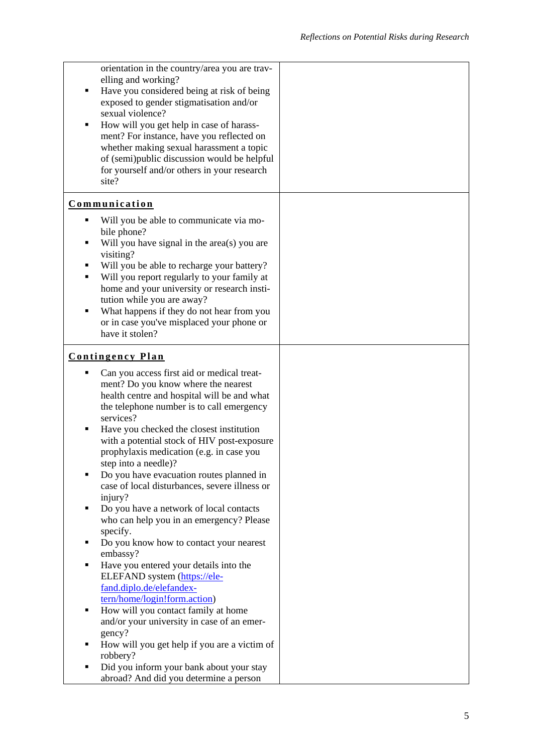| | |
|---|---|
| orientation in the country/area you are travelling and working?<br>▪ Have you considered being at risk of being exposed to gender stigmatisation and/or sexual violence?<br>▪ How will you get help in case of harassment? For instance, have you reflected on whether making sexual harassment a topic of (semi)public discussion would be helpful for yourself and/or others in your research site? | |
| **Communication**<br>▪ Will you be able to communicate via mobile phone?<br>▪ Will you have signal in the area(s) you are visiting?<br>▪ Will you be able to recharge your battery?<br>▪ Will you report regularly to your family at home and your university or research institution while you are away?<br>▪ What happens if they do not hear from you or in case you've misplaced your phone or have it stolen? | |
| **Contingency Plan**<br>▪ Can you access first aid or medical treatment? Do you know where the nearest health centre and hospital will be and what the telephone number is to call emergency services?<br>▪ Have you checked the closest institution with a potential stock of HIV post-exposure prophylaxis medication (e.g. in case you step into a needle)?<br>▪ Do you have evacuation routes planned in case of local disturbances, severe illness or injury?<br>▪ Do you have a network of local contacts who can help you in an emergency? Please specify.<br>▪ Do you know how to contact your nearest embassy?<br>▪ Have you entered your details into the ELEFAND system (https://elefand.diplo.de/elefandextern/home/login!form.action)<br>▪ How will you contact family at home and/or your university in case of an emergency?<br>▪ How will you get help if you are a victim of robbery?<br>▪ Did you inform your bank about your stay abroad? And did you determine a person | |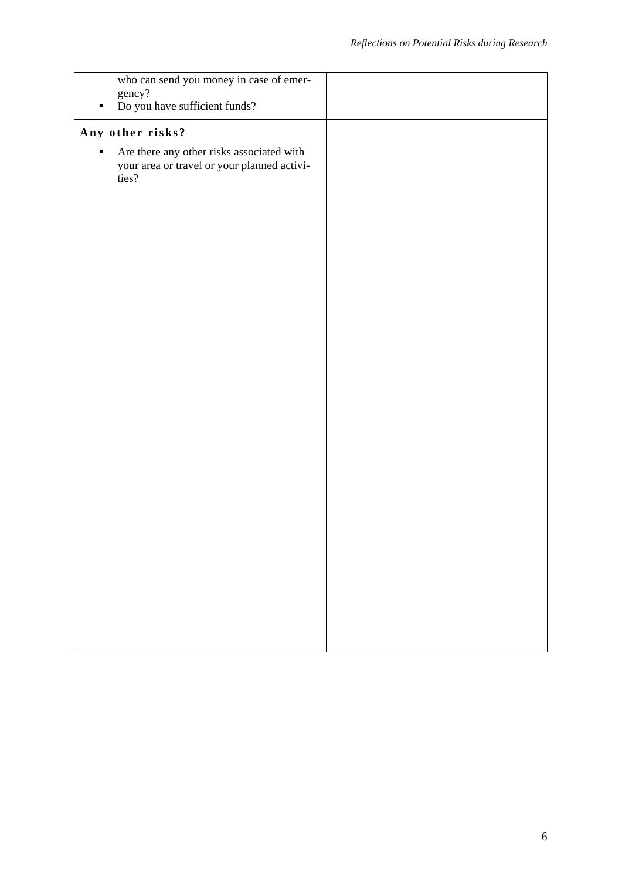| | |
|---|---|
| who can send you money in case of emergency?<br>▪ Do you have sufficient funds? | |
| **Any other risks?**<br>▪ Are there any other risks associated with your area or travel or your planned activities? | |